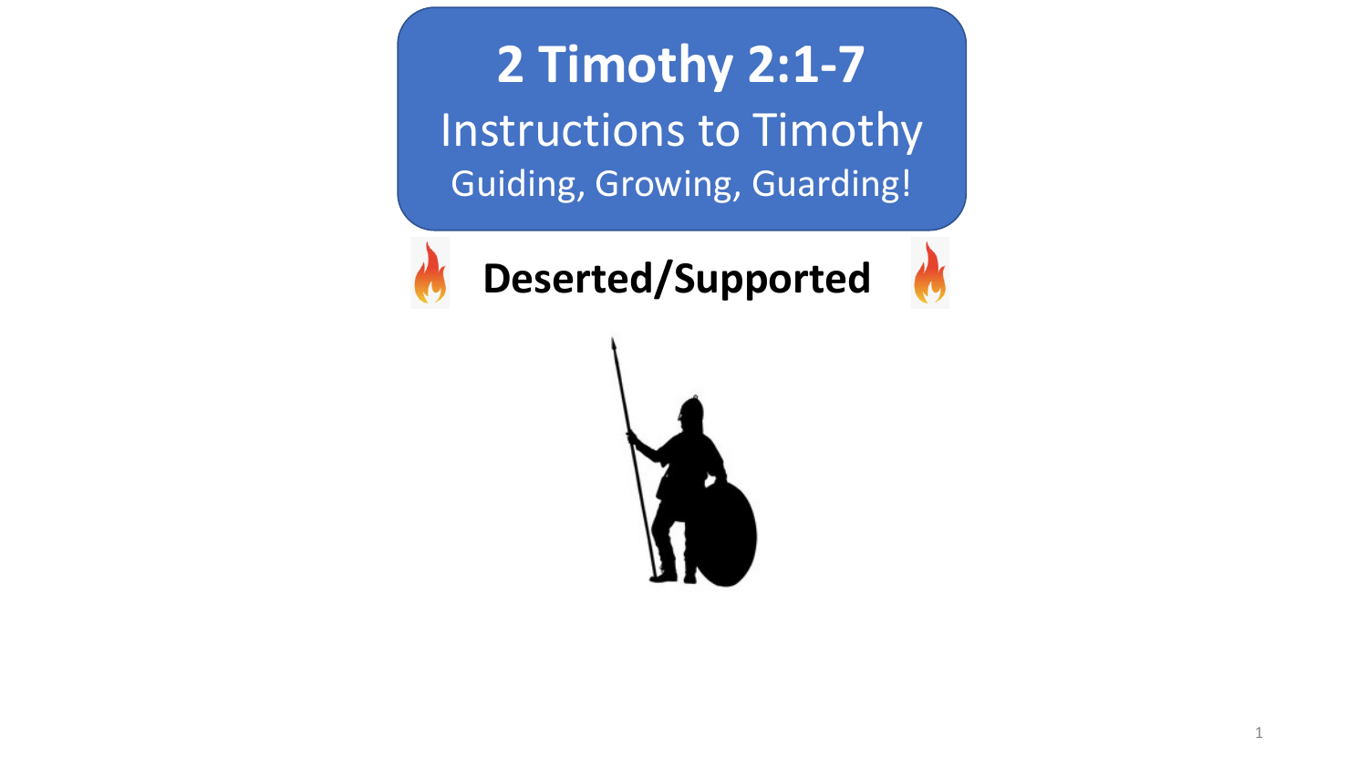# 2 Timothy 2:1-7

## Instructions to Timothy

### Guiding, Growing, Guarding!

**Deserted/Supported**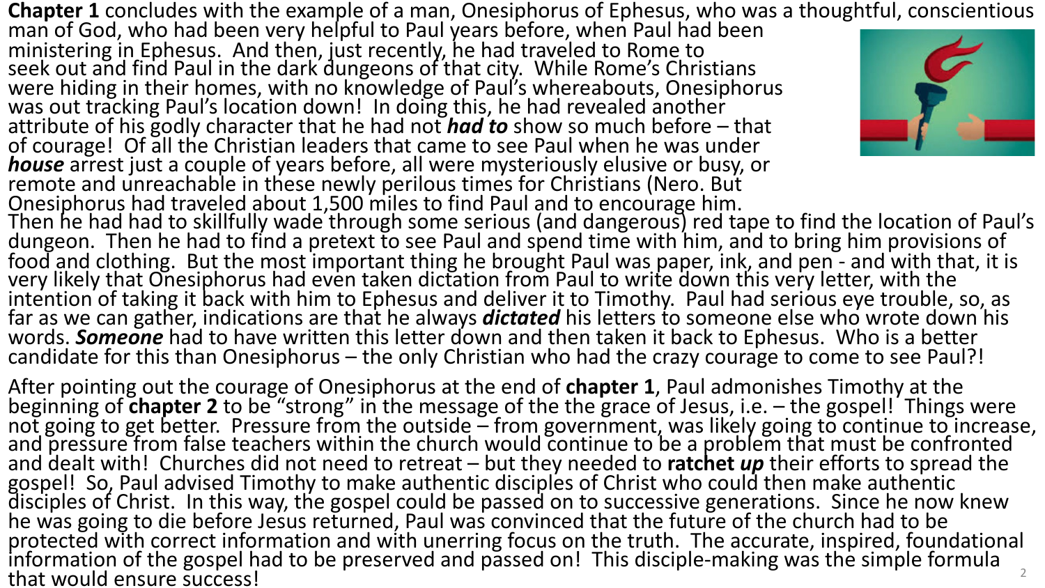**Chapter 1** concludes with the example of a man, Onesiphorus of Ephesus, who was a thoughtful, conscientious man of God, who had been very helpful to Paul years before, when Paul had been ministering in Ephesus. And then, just recently, he had traveled to Rome to seek out and find Paul in the dark dungeons of that city. While Rome's Christians were hiding in their homes, with no knowledge of Paul's whereabouts, Onesiphorus was out tracking Paul's location down! In doing this, he had revealed another attribute of his godly character that he had not ***had to*** show so much before – that of courage! Of all the Christian leaders that came to see Paul when he was under ***house*** arrest just a couple of years before, all were mysteriously elusive or busy, or remote and unreachable in these newly perilous times for Christians (Nero. But Onesiphorus had traveled about 1,500 miles to find Paul and to encourage him. Then he had had to skillfully wade through some serious (and dangerous) red tape to find the location of Paul's dungeon. Then he had to find a pretext to see Paul and spend time with him, and to bring him provisions of food and clothing. But the most important thing he brought Paul was paper, ink, and pen - and with that, it is very likely that Onesiphorus had even taken dictation from Paul to write down this very letter, with the intention of taking it back with him to Ephesus and deliver it to Timothy. Paul had serious eye trouble, so, as far as we can gather, indications are that he always ***dictated*** his letters to someone else who wrote down his words. ***Someone*** had to have written this letter down and then taken it back to Ephesus. Who is a better candidate for this than Onesiphorus – the only Christian who had the crazy courage to come to see Paul?!

After pointing out the courage of Onesiphorus at the end of **chapter 1**, Paul admonishes Timothy at the beginning of **chapter 2** to be "strong" in the message of the the grace of Jesus, i.e. – the gospel! Things were not going to get better. Pressure from the outside – from government, was likely going to continue to increase, and pressure from false teachers within the church would continue to be a problem that must be confronted and dealt with! Churches did not need to retreat – but they needed to **ratchet *up*** their efforts to spread the gospel! So, Paul advised Timothy to make authentic disciples of Christ who could then make authentic disciples of Christ. In this way, the gospel could be passed on to successive generations. Since he now knew he was going to die before Jesus returned, Paul was convinced that the future of the church had to be protected with correct information and with unerring focus on the truth. The accurate, inspired, foundational information of the gospel had to be preserved and passed on! This disciple-making was the simple formula that would ensure success!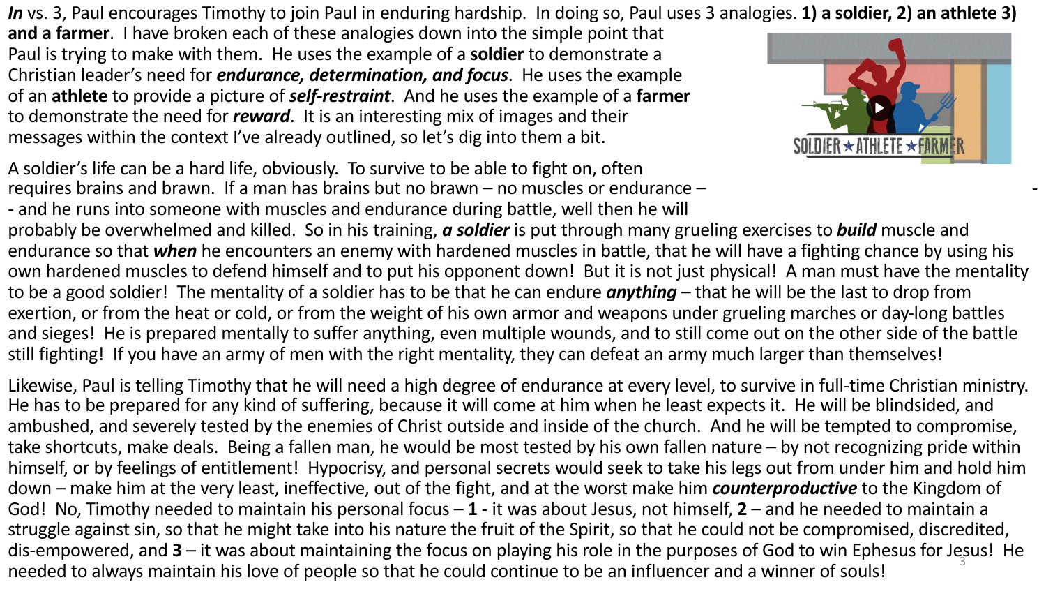***In*** vs. 3, Paul encourages Timothy to join Paul in enduring hardship. In doing so, Paul uses 3 analogies. **1) a soldier, 2) an athlete 3) and a farmer**. I have broken each of these analogies down into the simple point that Paul is trying to make with them. He uses the example of a **soldier** to demonstrate a Christian leader's need for ***endurance, determination, and focus***. He uses the example of an **athlete** to provide a picture of ***self-restraint***. And he uses the example of a **farmer** to demonstrate the need for ***reward***. It is an interesting mix of images and their messages within the context I've already outlined, so let's dig into them a bit.

A soldier's life can be a hard life, obviously. To survive to be able to fight on, often requires brains and brawn. If a man has brains but no brawn – no muscles or endurance – - and he runs into someone with muscles and endurance during battle, well then he will probably be overwhelmed and killed. So in his training, ***a soldier*** is put through many grueling exercises to ***build*** muscle and endurance so that ***when*** he encounters an enemy with hardened muscles in battle, that he will have a fighting chance by using his own hardened muscles to defend himself and to put his opponent down! But it is not just physical! A man must have the mentality to be a good soldier! The mentality of a soldier has to be that he can endure ***anything*** – that he will be the last to drop from exertion, or from the heat or cold, or from the weight of his own armor and weapons under grueling marches or day-long battles and sieges! He is prepared mentally to suffer anything, even multiple wounds, and to still come out on the other side of the battle still fighting! If you have an army of men with the right mentality, they can defeat an army much larger than themselves!

Likewise, Paul is telling Timothy that he will need a high degree of endurance at every level, to survive in full-time Christian ministry. He has to be prepared for any kind of suffering, because it will come at him when he least expects it. He will be blindsided, and ambushed, and severely tested by the enemies of Christ outside and inside of the church. And he will be tempted to compromise, take shortcuts, make deals. Being a fallen man, he would be most tested by his own fallen nature – by not recognizing pride within himself, or by feelings of entitlement! Hypocrisy, and personal secrets would seek to take his legs out from under him and hold him down – make him at the very least, ineffective, out of the fight, and at the worst make him ***counterproductive*** to the Kingdom of God! No, Timothy needed to maintain his personal focus – **1** - it was about Jesus, not himself, **2** – and he needed to maintain a struggle against sin, so that he might take into his nature the fruit of the Spirit, so that he could not be compromised, discredited, dis-empowered, and **3** – it was about maintaining the focus on playing his role in the purposes of God to win Ephesus for Jesus! He needed to always maintain his love of people so that he could continue to be an influencer and a winner of souls!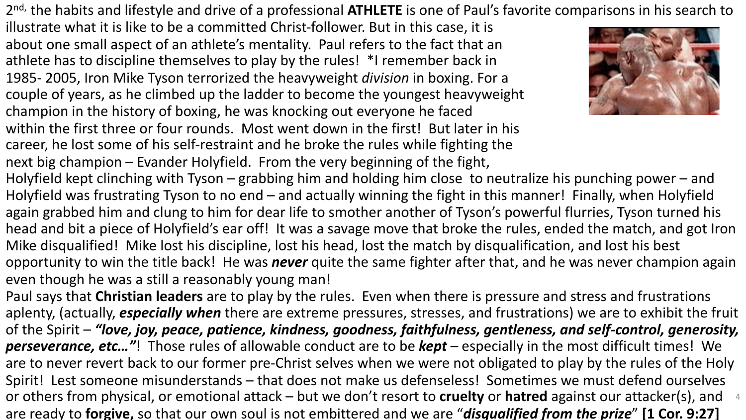2[nd], the habits and lifestyle and drive of a professional **ATHLETE** is one of Paul's favorite comparisons in his search to illustrate what it is like to be a committed Christ-follower. But in this case, it is about one small aspect of an athlete's mentality. Paul refers to the fact that an athlete has to discipline themselves to play by the rules! *I remember back in 1985- 2005, Iron Mike Tyson terrorized the heavyweight *division* in boxing. For a couple of years, as he climbed up the ladder to become the youngest heavyweight champion in the history of boxing, he was knocking out everyone he faced within the first three or four rounds. Most went down in the first! But later in his career, he lost some of his self-restraint and he broke the rules while fighting the next big champion – Evander Holyfield. From the very beginning of the fight, Holyfield kept clinching with Tyson – grabbing him and holding him close to neutralize his punching power – and Holyfield was frustrating Tyson to no end – and actually winning the fight in this manner! Finally, when Holyfield again grabbed him and clung to him for dear life to smother another of Tyson's powerful flurries, Tyson turned his head and bit a piece of Holyfield's ear off! It was a savage move that broke the rules, ended the match, and got Iron Mike disqualified! Mike lost his discipline, lost his head, lost the match by disqualification, and lost his best opportunity to win the title back! He was ***never*** quite the same fighter after that, and he was never champion again even though he was a still a reasonably young man!

Paul says that **Christian leaders** are to play by the rules. Even when there is pressure and stress and frustrations aplenty, (actually, ***especially when*** there are extreme pressures, stresses, and frustrations) we are to exhibit the fruit of the Spirit – ***"love, joy, peace, patience, kindness, goodness, faithfulness, gentleness, and self-control, generosity, perseverance, etc…"***! Those rules of allowable conduct are to be ***kept*** – especially in the most difficult times! We are to never revert back to our former pre-Christ selves when we were not obligated to play by the rules of the Holy Spirit! Lest someone misunderstands – that does not make us defenseless! Sometimes we must defend ourselves or others from physical, or emotional attack – but we don't resort to **cruelty** or **hatred** against our attacker(s), and are ready to **forgive,** so that our own soul is not embittered and we are "***disqualified from the prize***" **[1 Cor. 9:27]**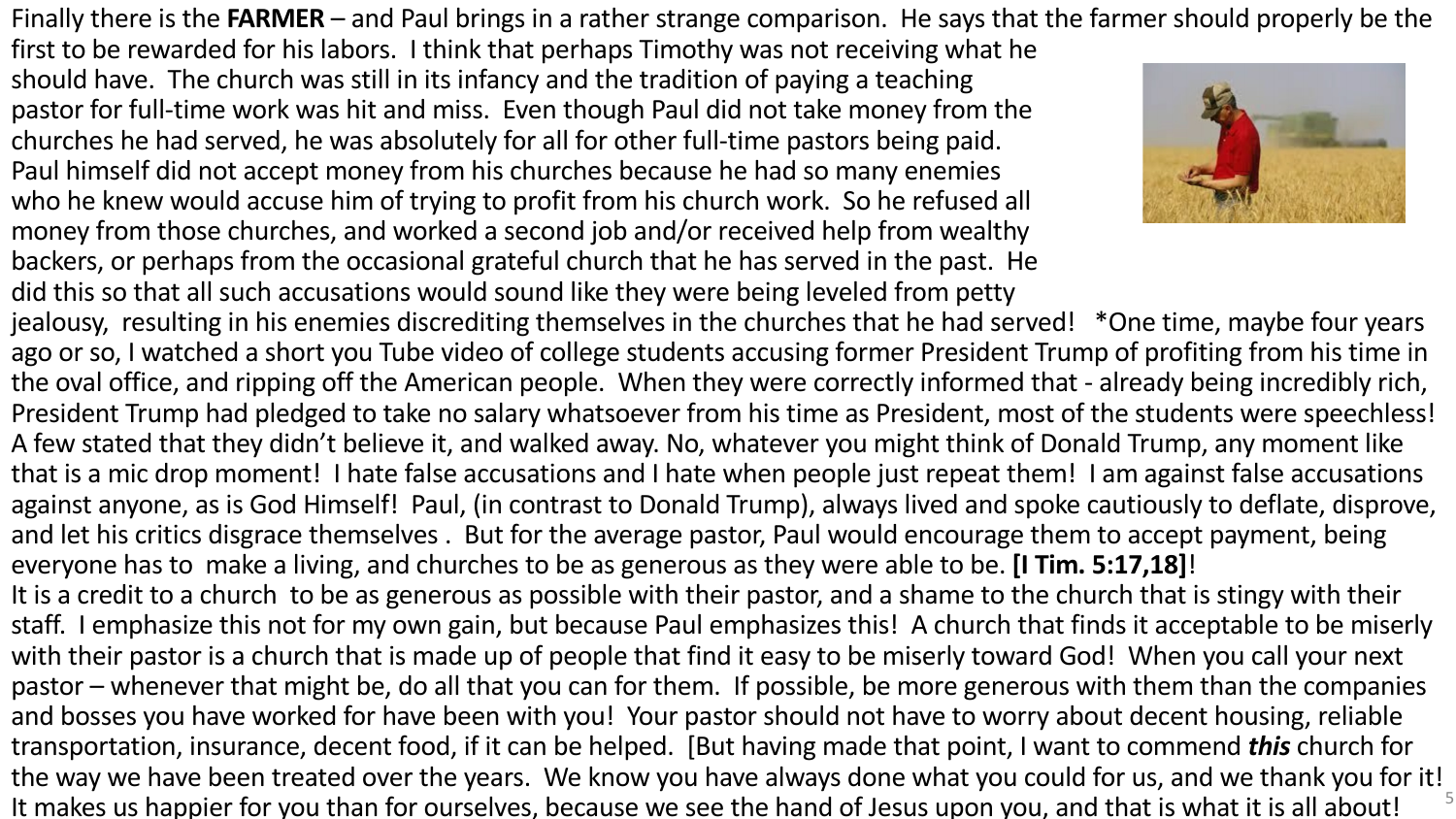Finally there is the **FARMER** – and Paul brings in a rather strange comparison. He says that the farmer should properly be the first to be rewarded for his labors. I think that perhaps Timothy was not receiving what he should have. The church was still in its infancy and the tradition of paying a teaching pastor for full-time work was hit and miss. Even though Paul did not take money from the churches he had served, he was absolutely for all for other full-time pastors being paid. Paul himself did not accept money from his churches because he had so many enemies who he knew would accuse him of trying to profit from his church work. So he refused all money from those churches, and worked a second job and/or received help from wealthy backers, or perhaps from the occasional grateful church that he has served in the past. He did this so that all such accusations would sound like they were being leveled from petty jealousy, resulting in his enemies discrediting themselves in the churches that he had served! *One time, maybe four years ago or so, I watched a short you Tube video of college students accusing former President Trump of profiting from his time in the oval office, and ripping off the American people. When they were correctly informed that - already being incredibly rich, President Trump had pledged to take no salary whatsoever from his time as President, most of the students were speechless! A few stated that they didn't believe it, and walked away. No, whatever you might think of Donald Trump, any moment like that is a mic drop moment! I hate false accusations and I hate when people just repeat them! I am against false accusations against anyone, as is God Himself! Paul, (in contrast to Donald Trump), always lived and spoke cautiously to deflate, disprove, and let his critics disgrace themselves . But for the average pastor, Paul would encourage them to accept payment, being everyone has to make a living, and churches to be as generous as they were able to be. **[I Tim. 5:17,18]**!

It is a credit to a church to be as generous as possible with their pastor, and a shame to the church that is stingy with their staff. I emphasize this not for my own gain, but because Paul emphasizes this! A church that finds it acceptable to be miserly with their pastor is a church that is made up of people that find it easy to be miserly toward God! When you call your next pastor – whenever that might be, do all that you can for them. If possible, be more generous with them than the companies and bosses you have worked for have been with you! Your pastor should not have to worry about decent housing, reliable transportation, insurance, decent food, if it can be helped. [But having made that point, I want to commend ***this*** church for the way we have been treated over the years. We know you have always done what you could for us, and we thank you for it! It makes us happier for you than for ourselves, because we see the hand of Jesus upon you, and that is what it is all about!